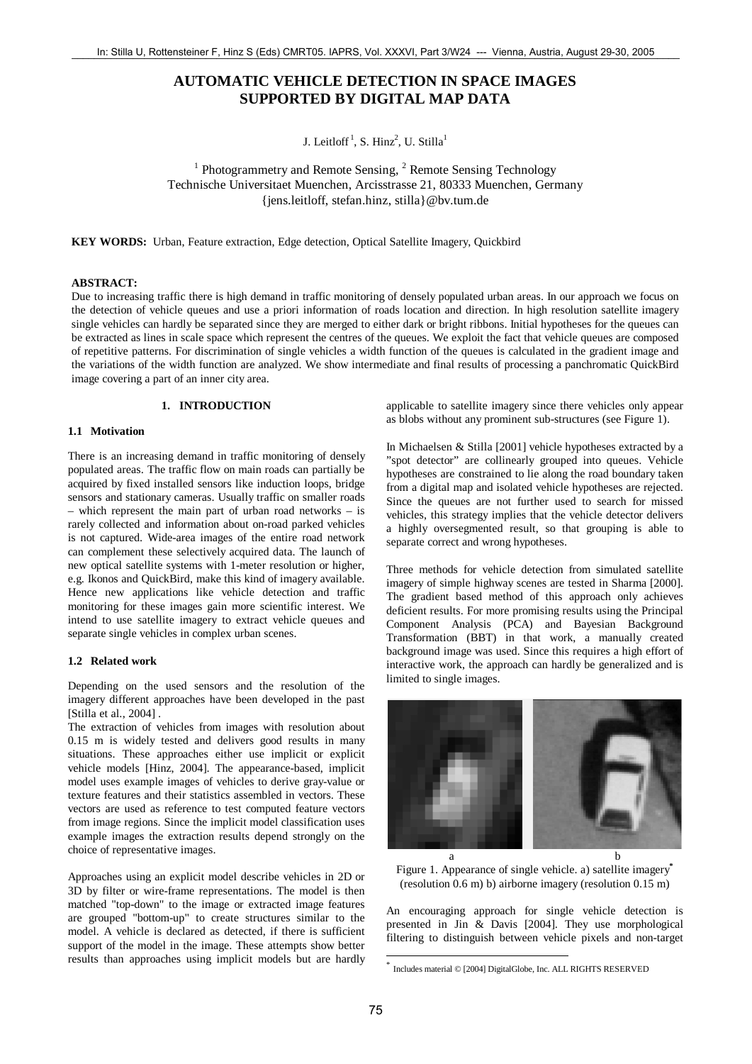# AUTOMATIC VEHICLE DETECTION IN SPACE IMAGES SUPPORTED BY DIGITAL MAP DATA

J. Leitloff [1], S. Hinz [2], U. Stilla [1]

[1] Photogrammetry and Remote Sensing, [2] Remote Sensing Technology
Technische Universitaet Muenchen, Arcisstrasse 21, 80333 Muenchen, Germany
{jens.leitloff, stefan.hinz, stilla}@bv.tum.de

**KEY WORDS:** Urban, Feature extraction, Edge detection, Optical Satellite Imagery, Quickbird

**ABSTRACT:**

Due to increasing traffic there is high demand in traffic monitoring of densely populated urban areas. In our approach we focus on the detection of vehicle queues and use a priori information of roads location and direction. In high resolution satellite imagery single vehicles can hardly be separated since they are merged to either dark or bright ribbons. Initial hypotheses for the queues can be extracted as lines in scale space which represent the centres of the queues. We exploit the fact that vehicle queues are composed of repetitive patterns. For discrimination of single vehicles a width function of the queues is calculated in the gradient image and the variations of the width function are analyzed. We show intermediate and final results of processing a panchromatic QuickBird image covering a part of an inner city area.

## 1. INTRODUCTION

### 1.1 Motivation

There is an increasing demand in traffic monitoring of densely populated areas. The traffic flow on main roads can partially be acquired by fixed installed sensors like induction loops, bridge sensors and stationary cameras. Usually traffic on smaller roads – which represent the main part of urban road networks – is rarely collected and information about on-road parked vehicles is not captured. Wide-area images of the entire road network can complement these selectively acquired data. The launch of new optical satellite systems with 1-meter resolution or higher, e.g. Ikonos and QuickBird, make this kind of imagery available. Hence new applications like vehicle detection and traffic monitoring for these images gain more scientific interest. We intend to use satellite imagery to extract vehicle queues and separate single vehicles in complex urban scenes.

### 1.2 Related work

Depending on the used sensors and the resolution of the imagery different approaches have been developed in the past [Stilla et al., 2004] .

The extraction of vehicles from images with resolution about 0.15 m is widely tested and delivers good results in many situations. These approaches either use implicit or explicit vehicle models [Hinz, 2004]. The appearance-based, implicit model uses example images of vehicles to derive gray-value or texture features and their statistics assembled in vectors. These vectors are used as reference to test computed feature vectors from image regions. Since the implicit model classification uses example images the extraction results depend strongly on the choice of representative images.

Approaches using an explicit model describe vehicles in 2D or 3D by filter or wire-frame representations. The model is then matched "top-down" to the image or extracted image features are grouped "bottom-up" to create structures similar to the model. A vehicle is declared as detected, if there is sufficient support of the model in the image. These attempts show better results than approaches using implicit models but are hardly applicable to satellite imagery since there vehicles only appear as blobs without any prominent sub-structures (see Figure 1).

In Michaelsen & Stilla [2001] vehicle hypotheses extracted by a "spot detector" are collinearly grouped into queues. Vehicle hypotheses are constrained to lie along the road boundary taken from a digital map and isolated vehicle hypotheses are rejected. Since the queues are not further used to search for missed vehicles, this strategy implies that the vehicle detector delivers a highly oversegmented result, so that grouping is able to separate correct and wrong hypotheses.

Three methods for vehicle detection from simulated satellite imagery of simple highway scenes are tested in Sharma [2000]. The gradient based method of this approach only achieves deficient results. For more promising results using the Principal Component Analysis (PCA) and Bayesian Background Transformation (BBT) in that work, a manually created background image was used. Since this requires a high effort of interactive work, the approach can hardly be generalized and is limited to single images.

Figure 1. Appearance of single vehicle. a) satellite imagery* (resolution 0.6 m) b) airborne imagery (resolution 0.15 m)

An encouraging approach for single vehicle detection is presented in Jin & Davis [2004]. They use morphological filtering to distinguish between vehicle pixels and non-target

* Includes material © [2004] DigitalGlobe, Inc. ALL RIGHTS RESERVED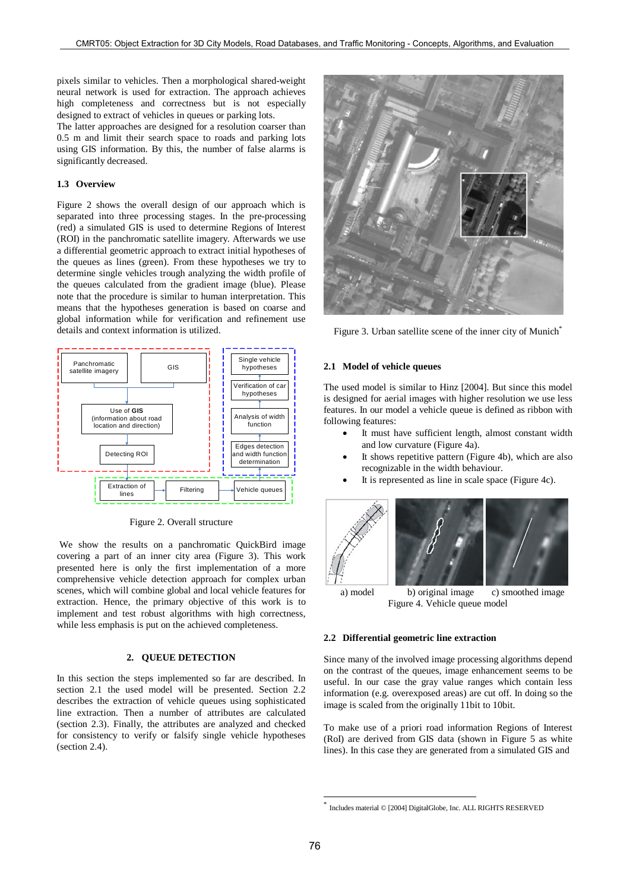pixels similar to vehicles. Then a morphological shared-weight neural network is used for extraction. The approach achieves high completeness and correctness but is not especially designed to extract of vehicles in queues or parking lots.
The latter approaches are designed for a resolution coarser than 0.5 m and limit their search space to roads and parking lots using GIS information. By this, the number of false alarms is significantly decreased.

### 1.3 Overview

Figure 2 shows the overall design of our approach which is separated into three processing stages. In the pre-processing (red) a simulated GIS is used to determine Regions of Interest (ROI) in the panchromatic satellite imagery. Afterwards we use a differential geometric approach to extract initial hypotheses of the queues as lines (green). From these hypotheses we try to determine single vehicles trough analyzing the width profile of the queues calculated from the gradient image (blue). Please note that the procedure is similar to human interpretation. This means that the hypotheses generation is based on coarse and global information while for verification and refinement use details and context information is utilized.

Figure 2. Overall structure

We show the results on a panchromatic QuickBird image covering a part of an inner city area (Figure 3). This work presented here is only the first implementation of a more comprehensive vehicle detection approach for complex urban scenes, which will combine global and local vehicle features for extraction. Hence, the primary objective of this work is to implement and test robust algorithms with high correctness, while less emphasis is put on the achieved completeness.

## 2. QUEUE DETECTION

In this section the steps implemented so far are described. In section 2.1 the used model will be presented. Section 2.2 describes the extraction of vehicle queues using sophisticated line extraction. Then a number of attributes are calculated (section 2.3). Finally, the attributes are analyzed and checked for consistency to verify or falsify single vehicle hypotheses (section 2.4).

Figure 3. Urban satellite scene of the inner city of Munich*

### 2.1 Model of vehicle queues

The used model is similar to Hinz [2004]. But since this model is designed for aerial images with higher resolution we use less features. In our model a vehicle queue is defined as ribbon with following features:

- It must have sufficient length, almost constant width and low curvature (Figure 4a).
- It shows repetitive pattern (Figure 4b), which are also recognizable in the width behaviour.
- It is represented as line in scale space (Figure 4c).

a) model b) original image c) smoothed image
Figure 4. Vehicle queue model

### 2.2 Differential geometric line extraction

Since many of the involved image processing algorithms depend on the contrast of the queues, image enhancement seems to be useful. In our case the gray value ranges which contain less information (e.g. overexposed areas) are cut off. In doing so the image is scaled from the originally 11bit to 10bit.

To make use of a priori road information Regions of Interest (RoI) are derived from GIS data (shown in Figure 5 as white lines). In this case they are generated from a simulated GIS and

* Includes material © [2004] DigitalGlobe, Inc. ALL RIGHTS RESERVED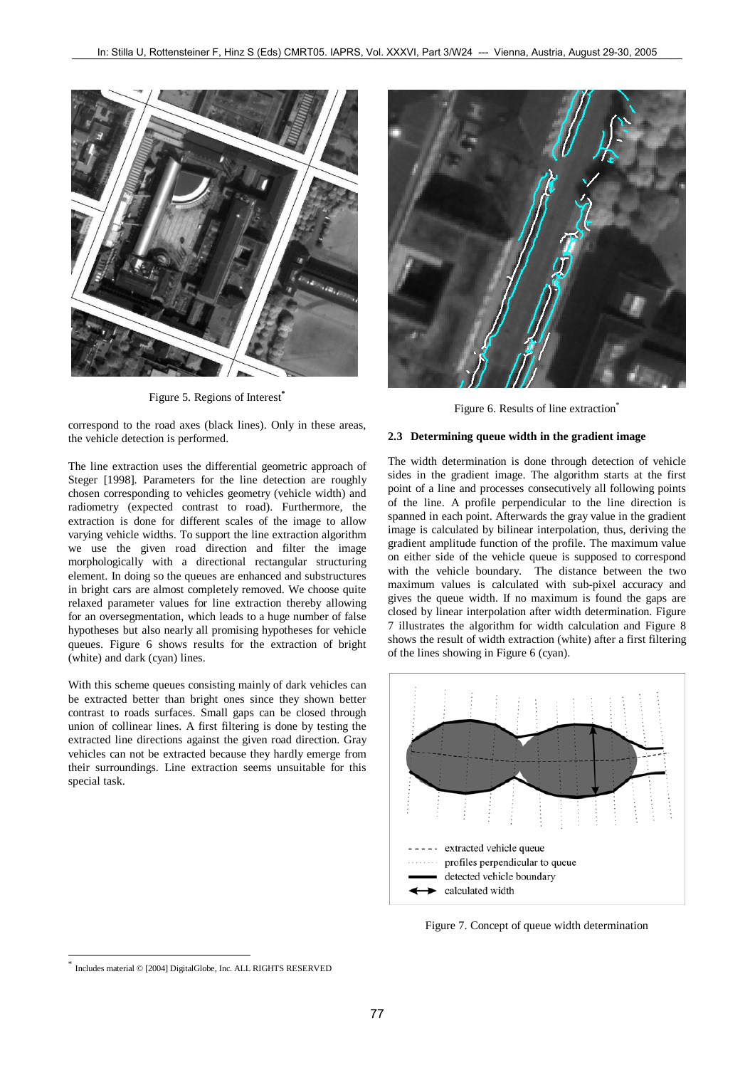Figure 5. Regions of Interest*

correspond to the road axes (black lines). Only in these areas, the vehicle detection is performed.

The line extraction uses the differential geometric approach of Steger [1998]. Parameters for the line detection are roughly chosen corresponding to vehicles geometry (vehicle width) and radiometry (expected contrast to road). Furthermore, the extraction is done for different scales of the image to allow varying vehicle widths. To support the line extraction algorithm we use the given road direction and filter the image morphologically with a directional rectangular structuring element. In doing so the queues are enhanced and substructures in bright cars are almost completely removed. We choose quite relaxed parameter values for line extraction thereby allowing for an oversegmentation, which leads to a huge number of false hypotheses but also nearly all promising hypotheses for vehicle queues. Figure 6 shows results for the extraction of bright (white) and dark (cyan) lines.

With this scheme queues consisting mainly of dark vehicles can be extracted better than bright ones since they shown better contrast to roads surfaces. Small gaps can be closed through union of collinear lines. A first filtering is done by testing the extracted line directions against the given road direction. Gray vehicles can not be extracted because they hardly emerge from their surroundings. Line extraction seems unsuitable for this special task.

Figure 6. Results of line extraction*

### 2.3 Determining queue width in the gradient image

The width determination is done through detection of vehicle sides in the gradient image. The algorithm starts at the first point of a line and processes consecutively all following points of the line. A profile perpendicular to the line direction is spanned in each point. Afterwards the gray value in the gradient image is calculated by bilinear interpolation, thus, deriving the gradient amplitude function of the profile. The maximum value on either side of the vehicle queue is supposed to correspond with the vehicle boundary. The distance between the two maximum values is calculated with sub-pixel accuracy and gives the queue width. If no maximum is found the gaps are closed by linear interpolation after width determination. Figure 7 illustrates the algorithm for width calculation and Figure 8 shows the result of width extraction (white) after a first filtering of the lines showing in Figure 6 (cyan).

Figure 7. Concept of queue width determination

* Includes material © [2004] DigitalGlobe, Inc. ALL RIGHTS RESERVED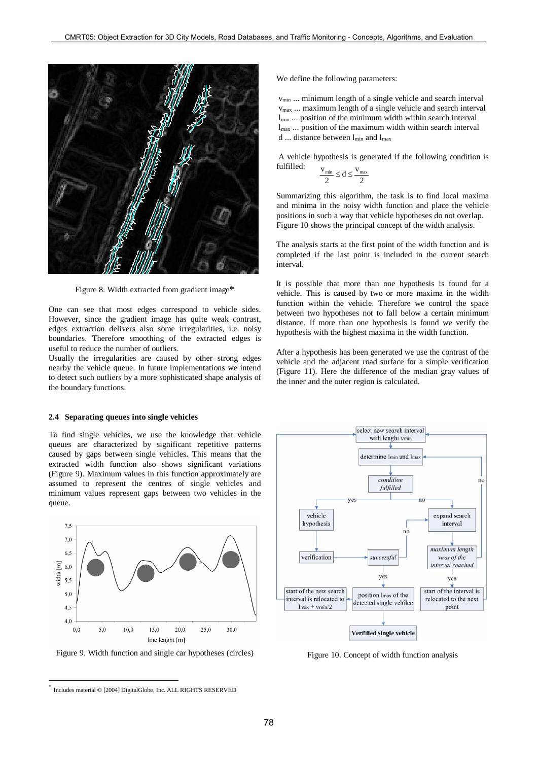Figure 8. Width extracted from gradient image*

One can see that most edges correspond to vehicle sides. However, since the gradient image has quite weak contrast, edges extraction delivers also some irregularities, i.e. noisy boundaries. Therefore smoothing of the extracted edges is useful to reduce the number of outliers.

Usually the irregularities are caused by other strong edges nearby the vehicle queue. In future implementations we intend to detect such outliers by a more sophisticated shape analysis of the boundary functions.

### 2.4 Separating queues into single vehicles

To find single vehicles, we use the knowledge that vehicle queues are characterized by significant repetitive patterns caused by gaps between single vehicles. This means that the extracted width function also shows significant variations (Figure 9). Maximum values in this function approximately are assumed to represent the centres of single vehicles and minimum values represent gaps between two vehicles in the queue.

Figure 9. Width function and single car hypotheses (circles)

We define the following parameters:

$v_{min}$ ... minimum length of a single vehicle and search interval
$v_{max}$ ... maximum length of a single vehicle and search interval
$l_{min}$ ... position of the minimum width within search interval
$l_{max}$ ... position of the maximum width within search interval
d ... distance between $l_{min}$ and $l_{max}$

A vehicle hypothesis is generated if the following condition is fulfilled:

$$\frac{v_{min}}{2} \leq d \leq \frac{v_{max}}{2}$$

Summarizing this algorithm, the task is to find local maxima and minima in the noisy width function and place the vehicle positions in such a way that vehicle hypotheses do not overlap. Figure 10 shows the principal concept of the width analysis.

The analysis starts at the first point of the width function and is completed if the last point is included in the current search interval.

It is possible that more than one hypothesis is found for a vehicle. This is caused by two or more maxima in the width function within the vehicle. Therefore we control the space between two hypotheses not to fall below a certain minimum distance. If more than one hypothesis is found we verify the hypothesis with the highest maxima in the width function.

After a hypothesis has been generated we use the contrast of the vehicle and the adjacent road surface for a simple verification (Figure 11). Here the difference of the median gray values of the inner and the outer region is calculated.

Figure 10. Concept of width function analysis

* Includes material © [2004] DigitalGlobe, Inc. ALL RIGHTS RESERVED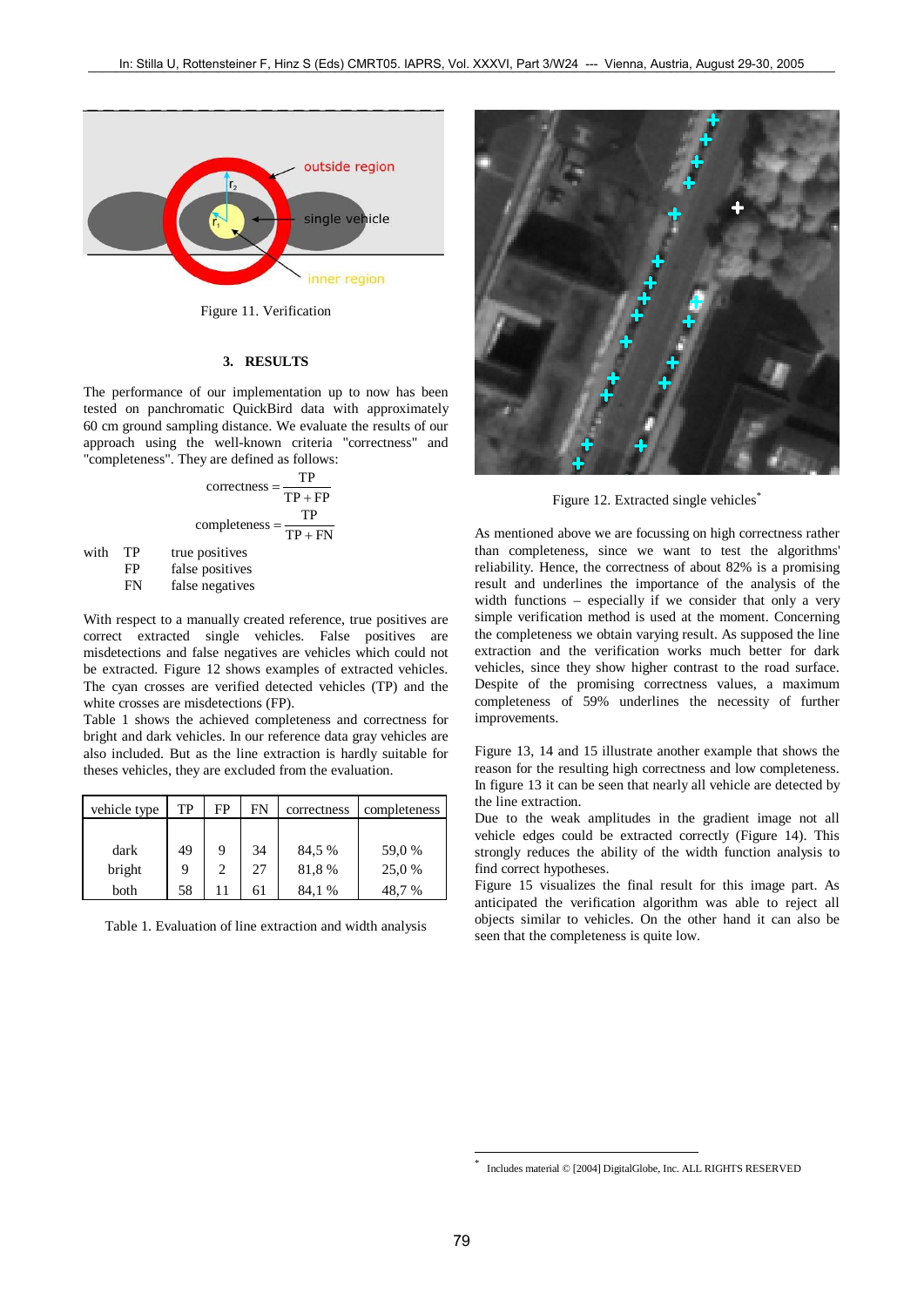Figure 11. Verification

## 3. RESULTS

The performance of our implementation up to now has been tested on panchromatic QuickBird data with approximately 60 cm ground sampling distance. We evaluate the results of our approach using the well-known criteria "correctness" and "completeness". They are defined as follows:

$$\text{correctness} = \frac{TP}{TP + FP}$$

$$\text{completeness} = \frac{TP}{TP + FN}$$

with TP true positives
FP false positives
FN false negatives

With respect to a manually created reference, true positives are correct extracted single vehicles. False positives are misdetections and false negatives are vehicles which could not be extracted. Figure 12 shows examples of extracted vehicles. The cyan crosses are verified detected vehicles (TP) and the white crosses are misdetections (FP).

Table 1 shows the achieved completeness and correctness for bright and dark vehicles. In our reference data gray vehicles are also included. But as the line extraction is hardly suitable for theses vehicles, they are excluded from the evaluation.

| vehicle type | TP | FP | FN | correctness | completeness |
|---|---|---|---|---|---|
| dark | 49 | 9 | 34 | 84,5 % | 59,0 % |
| bright | 9 | 2 | 27 | 81,8 % | 25,0 % |
| both | 58 | 11 | 61 | 84,1 % | 48,7 % |

Table 1. Evaluation of line extraction and width analysis

Figure 12. Extracted single vehicles*

As mentioned above we are focussing on high correctness rather than completeness, since we want to test the algorithms' reliability. Hence, the correctness of about 82% is a promising result and underlines the importance of the analysis of the width functions – especially if we consider that only a very simple verification method is used at the moment. Concerning the completeness we obtain varying result. As supposed the line extraction and the verification works much better for dark vehicles, since they show higher contrast to the road surface. Despite of the promising correctness values, a maximum completeness of 59% underlines the necessity of further improvements.

Figure 13, 14 and 15 illustrate another example that shows the reason for the resulting high correctness and low completeness. In figure 13 it can be seen that nearly all vehicle are detected by the line extraction.

Due to the weak amplitudes in the gradient image not all vehicle edges could be extracted correctly (Figure 14). This strongly reduces the ability of the width function analysis to find correct hypotheses.

Figure 15 visualizes the final result for this image part. As anticipated the verification algorithm was able to reject all objects similar to vehicles. On the other hand it can also be seen that the completeness is quite low.

* Includes material © [2004] DigitalGlobe, Inc. ALL RIGHTS RESERVED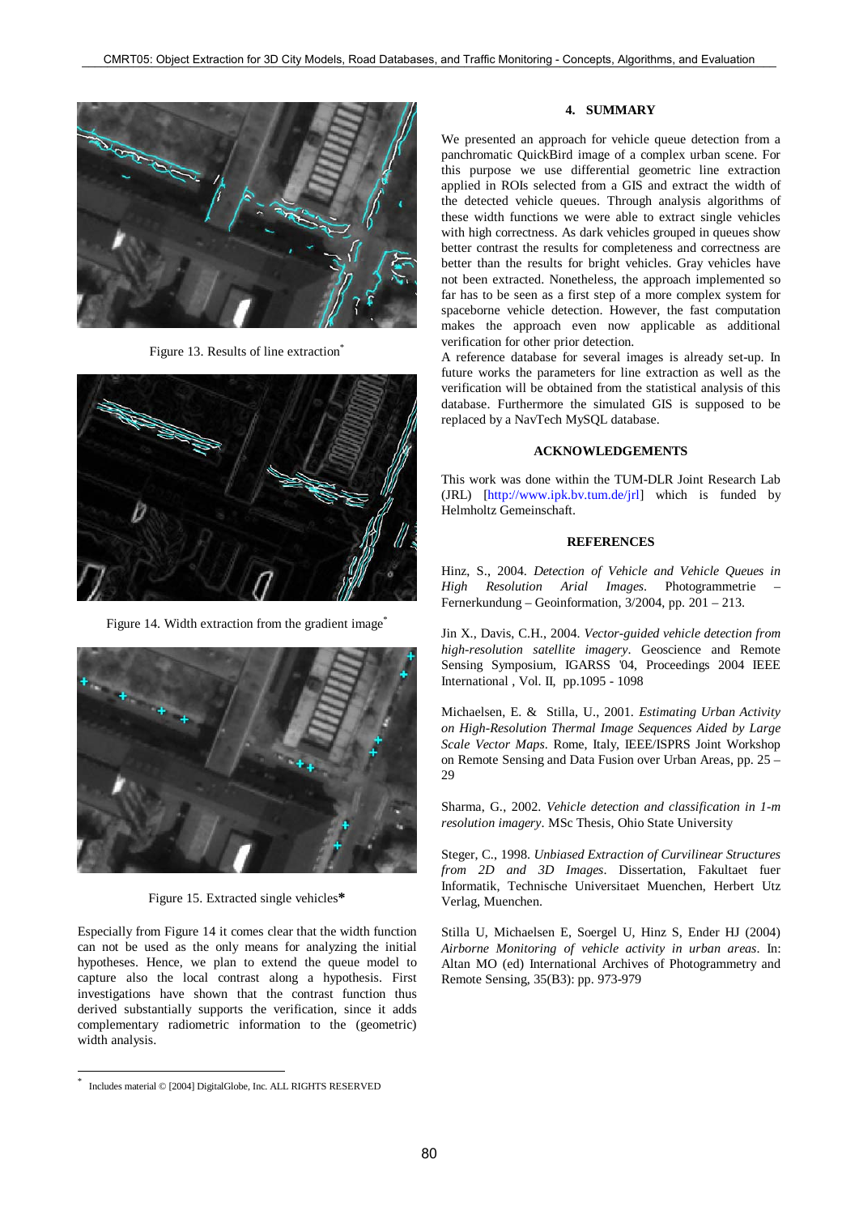Figure 13. Results of line extraction*

Figure 14. Width extraction from the gradient image*

Figure 15. Extracted single vehicles**

Especially from Figure 14 it comes clear that the width function can not be used as the only means for analyzing the initial hypotheses. Hence, we plan to extend the queue model to capture also the local contrast along a hypothesis. First investigations have shown that the contrast function thus derived substantially supports the verification, since it adds complementary radiometric information to the (geometric) width analysis.

## 4. SUMMARY

We presented an approach for vehicle queue detection from a panchromatic QuickBird image of a complex urban scene. For this purpose we use differential geometric line extraction applied in ROIs selected from a GIS and extract the width of the detected vehicle queues. Through analysis algorithms of these width functions we were able to extract single vehicles with high correctness. As dark vehicles grouped in queues show better contrast the results for completeness and correctness are better than the results for bright vehicles. Gray vehicles have not been extracted. Nonetheless, the approach implemented so far has to be seen as a first step of a more complex system for spaceborne vehicle detection. However, the fast computation makes the approach even now applicable as additional verification for other prior detection.

A reference database for several images is already set-up. In future works the parameters for line extraction as well as the verification will be obtained from the statistical analysis of this database. Furthermore the simulated GIS is supposed to be replaced by a NavTech MySQL database.

## ACKNOWLEDGEMENTS

This work was done within the TUM-DLR Joint Research Lab (JRL) [http://www.ipk.bv.tum.de/jrl] which is funded by Helmholtz Gemeinschaft.

## REFERENCES

Hinz, S., 2004. *Detection of Vehicle and Vehicle Queues in High Resolution Arial Images.* Photogrammetrie – Fernerkundung – Geoinformation, 3/2004, pp. 201 – 213.

Jin X., Davis, C.H., 2004. *Vector-guided vehicle detection from high-resolution satellite imagery*. Geoscience and Remote Sensing Symposium, IGARSS '04, Proceedings 2004 IEEE International , Vol. II, pp.1095 - 1098

Michaelsen, E. & Stilla, U., 2001. *Estimating Urban Activity on High-Resolution Thermal Image Sequences Aided by Large Scale Vector Maps*. Rome, Italy, IEEE/ISPRS Joint Workshop on Remote Sensing and Data Fusion over Urban Areas, pp. 25 – 29

Sharma, G., 2002. *Vehicle detection and classification in 1-m resolution imagery*. MSc Thesis, Ohio State University

Steger, C., 1998. *Unbiased Extraction of Curvilinear Structures from 2D and 3D Images*. Dissertation, Fakultaet fuer Informatik, Technische Universitaet Muenchen, Herbert Utz Verlag, Muenchen.

Stilla U, Michaelsen E, Soergel U, Hinz S, Ender HJ (2004) *Airborne Monitoring of vehicle activity in urban areas*. In: Altan MO (ed) International Archives of Photogrammetry and Remote Sensing, 35(B3): pp. 973-979

* Includes material © [2004] DigitalGlobe, Inc. ALL RIGHTS RESERVED